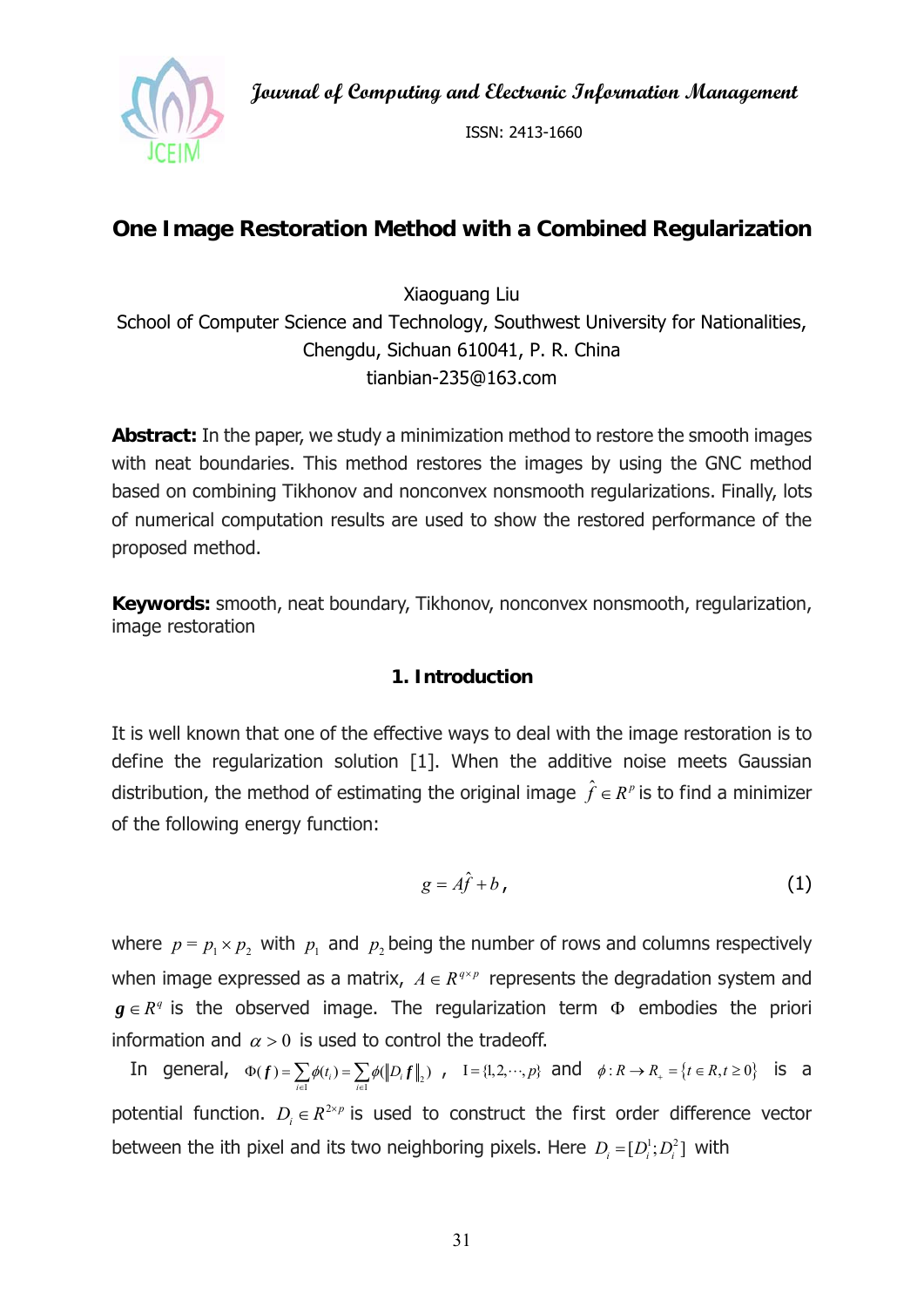# One Image Restoration Method with a Combined Regularization

Xiaoguang Liu
School of Computer Science and Technology, Southwest University for Nationalities, Chengdu, Sichuan 610041, P. R. China
tianbian-235@163.com

**Abstract:** In the paper, we study a minimization method to restore the smooth images with neat boundaries. This method restores the images by using the GNC method based on combining Tikhonov and nonconvex nonsmooth regularizations. Finally, lots of numerical computation results are used to show the restored performance of the proposed method.

**Keywords:** smooth, neat boundary, Tikhonov, nonconvex nonsmooth, regularization, image restoration

## 1. Introduction

It is well known that one of the effective ways to deal with the image restoration is to define the regularization solution [1]. When the additive noise meets Gaussian distribution, the method of estimating the original image $\hat{f} \in R^p$ is to find a minimizer of the following energy function:

$$g = A\hat{f} + b, \tag{1}$$

where $p = p_1 \times p_2$ with $p_1$ and $p_2$ being the number of rows and columns respectively when image expressed as a matrix, $A \in R^{q \times p}$ represents the degradation system and $\boldsymbol{g} \in R^q$ is the observed image. The regularization term $\Phi$ embodies the priori information and $\alpha > 0$ is used to control the tradeoff.

In general, $\Phi(\boldsymbol{f}) = \sum_{i \in I} \phi(t_i) = \sum_{i \in I} \phi(\|D_i \boldsymbol{f}\|_2)$, $I = \{1, 2, \cdots, p\}$ and $\phi: R \to R_+ = \{t \in R, t \geq 0\}$ is a potential function. $D_i \in R^{2 \times p}$ is used to construct the first order difference vector between the ith pixel and its two neighboring pixels. Here $D_i = [D_i^1; D_i^2]$ with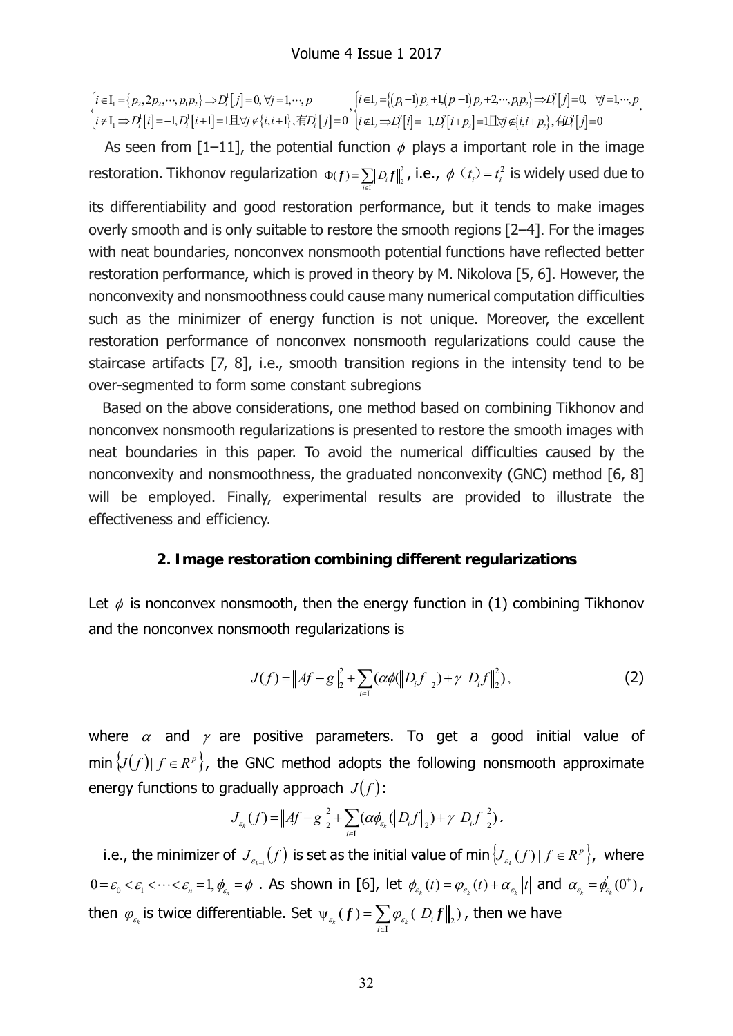$\begin{cases} i \in \mathrm{I}_1 = \{p_2, 2p_2, \cdots, p_1 p_2\} \Rightarrow D_i^1[j] = 0, \forall j = 1, \cdots, p \\ i \notin \mathrm{I}_1 \Rightarrow D_i^1[i] = -1, D_i^1[i+1] = 1 且 \forall j \notin \{i, i+1\}, 有 D_i^1[j] = 0 \end{cases}$, $\begin{cases} i \in \mathrm{I}_2 = \{(p_1-1)p_2+1, (p_1-1)p_2+2, \cdots, p_1 p_2\} \Rightarrow D_i^2[j] = 0, \ \forall j = 1, \cdots, p \\ i \notin \mathrm{I}_2 \Rightarrow D_i^2[i] = -1, D_i^2[i+p_2] = 1 且 \forall j \notin \{i, i+p_2\}, 有 D_i^2[j] = 0 \end{cases}$.

As seen from [1–11], the potential function $\phi$ plays a important role in the image restoration. Tikhonov regularization $\Phi(\boldsymbol{f}) = \sum_{i \in \mathrm{I}} \|D_i \boldsymbol{f}\|_2^2$, i.e., $\phi(t_i) = t_i^2$ is widely used due to its differentiability and good restoration performance, but it tends to make images overly smooth and is only suitable to restore the smooth regions [2–4]. For the images with neat boundaries, nonconvex nonsmooth potential functions have reflected better restoration performance, which is proved in theory by M. Nikolova [5, 6]. However, the nonconvexity and nonsmoothness could cause many numerical computation difficulties such as the minimizer of energy function is not unique. Moreover, the excellent restoration performance of nonconvex nonsmooth regularizations could cause the staircase artifacts [7, 8], i.e., smooth transition regions in the intensity tend to be over-segmented to form some constant subregions

Based on the above considerations, one method based on combining Tikhonov and nonconvex nonsmooth regularizations is presented to restore the smooth images with neat boundaries in this paper. To avoid the numerical difficulties caused by the nonconvexity and nonsmoothness, the graduated nonconvexity (GNC) method [6, 8] will be employed. Finally, experimental results are provided to illustrate the effectiveness and efficiency.

## 2. Image restoration combining different regularizations

Let $\phi$ is nonconvex nonsmooth, then the energy function in (1) combining Tikhonov and the nonconvex nonsmooth regularizations is

$$J(f) = \|Af - g\|_2^2 + \sum_{i \in \mathrm{I}} (\alpha \phi(\|D_i f\|_2) + \gamma \|D_i f\|_2^2), \tag{2}$$

where $\alpha$ and $\gamma$ are positive parameters. To get a good initial value of $\min\{J(f) | f \in R^p\}$, the GNC method adopts the following nonsmooth approximate energy functions to gradually approach $J(f)$:

$$J_{\varepsilon_k}(f) = \|Af - g\|_2^2 + \sum_{i \in \mathrm{I}} (\alpha \phi_{\varepsilon_k}(\|D_i f\|_2) + \gamma \|D_i f\|_2^2).$$

i.e., the minimizer of $J_{\varepsilon_{k-1}}(f)$ is set as the initial value of $\min\{J_{\varepsilon_k}(f) | f \in R^p\}$, where $0 = \varepsilon_0 < \varepsilon_1 < \cdots < \varepsilon_n = 1, \phi_{\varepsilon_n} = \phi$. As shown in [6], let $\phi_{\varepsilon_k}(t) = \varphi_{\varepsilon_k}(t) + \alpha_{\varepsilon_k}|t|$ and $\alpha_{\varepsilon_k} = \phi'_{\varepsilon_k}(0^+)$, then $\varphi_{\varepsilon_k}$ is twice differentiable. Set $\psi_{\varepsilon_k}(\boldsymbol{f}) = \sum_{i \in \mathrm{I}} \varphi_{\varepsilon_k}(\|D_i \boldsymbol{f}\|_2)$, then we have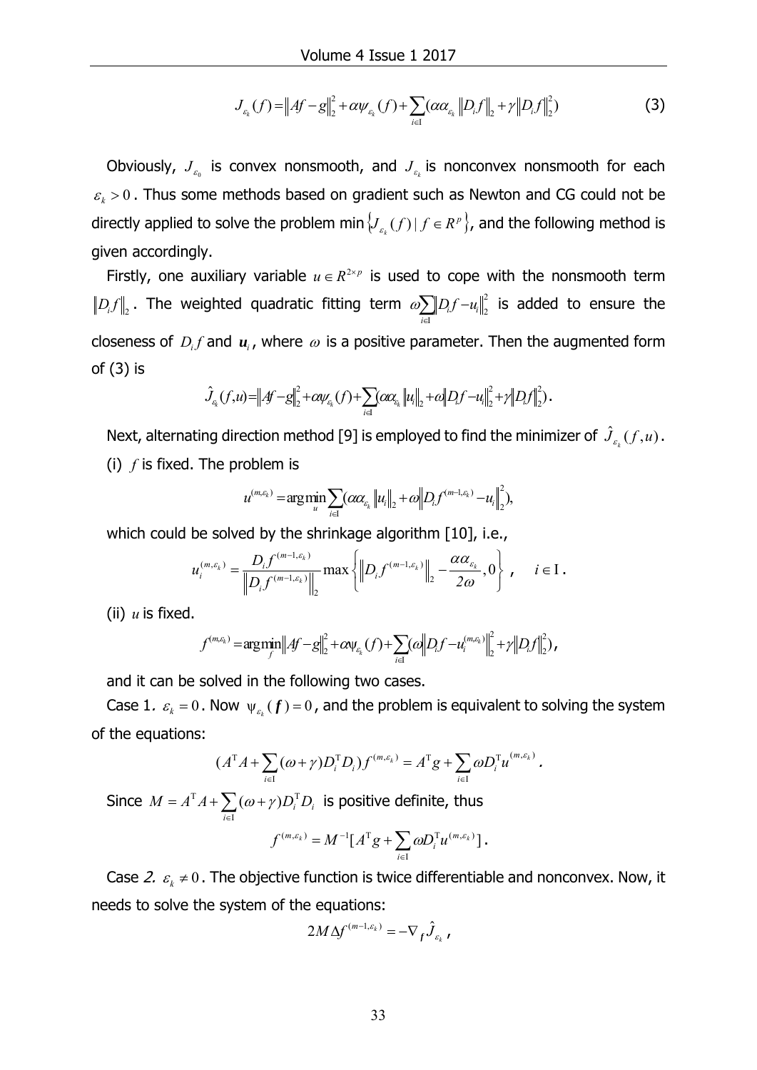$$J_{\varepsilon_k}(f) = \|Af - g\|_2^2 + \alpha\psi_{\varepsilon_k}(f) + \sum_{i\in I}(\alpha\alpha_{\varepsilon_k}\|D_i f\|_2 + \gamma\|D_i f\|_2^2) \tag{3}$$

Obviously, $J_{\varepsilon_0}$ is convex nonsmooth, and $J_{\varepsilon_k}$ is nonconvex nonsmooth for each $\varepsilon_k > 0$. Thus some methods based on gradient such as Newton and CG could not be directly applied to solve the problem min$\{J_{\varepsilon_k}(f) \mid f \in R^p\}$, and the following method is given accordingly.

Firstly, one auxiliary variable $u \in R^{2\times p}$ is used to cope with the nonsmooth term $\|D_i f\|_2$. The weighted quadratic fitting term $\omega\sum_{i\in I}\|D_i f - u_i\|_2^2$ is added to ensure the closeness of $D_i f$ and $\boldsymbol{u}_i$, where $\omega$ is a positive parameter. Then the augmented form of (3) is

$$\hat{J}_{\varepsilon_k}(f,u) = \|Af - g\|_2^2 + \alpha\psi_{\varepsilon_k}(f) + \sum_{i\in I}(\alpha\alpha_{\varepsilon_k}\|u_i\|_2 + \omega\|D_i f - u_i\|_2^2 + \gamma\|D_i f\|_2^2).$$

Next, alternating direction method [9] is employed to find the minimizer of $\hat{J}_{\varepsilon_k}(f,u)$.

(i) $f$ is fixed. The problem is

$$u^{(m,\varepsilon_k)} = \arg\min_u \sum_{i\in I}(\alpha\alpha_{\varepsilon_k}\|u_i\|_2 + \omega\|D_i f^{(m-1,\varepsilon_k)} - u_i\|_2^2),$$

which could be solved by the shrinkage algorithm [10], i.e.,

$$u_i^{(m,\varepsilon_k)} = \frac{D_i f^{(m-1,\varepsilon_k)}}{\|D_i f^{(m-1,\varepsilon_k)}\|_2} \max\left\{\|D_i f^{(m-1,\varepsilon_k)}\|_2 - \frac{\alpha\alpha_{\varepsilon_k}}{2\omega}, 0\right\}, \quad i \in I.$$

(ii) $u$ is fixed.

$$f^{(m,\varepsilon_k)} = \arg\min_f \|Af - g\|_2^2 + \alpha\psi_{\varepsilon_k}(f) + \sum_{i\in I}(\omega\|D_i f - u_i^{(m,\varepsilon_k)}\|_2^2 + \gamma\|D_i f\|_2^2),$$

and it can be solved in the following two cases.

Case 1. $\varepsilon_k = 0$. Now $\psi_{\varepsilon_k}(\boldsymbol{f}) = 0$, and the problem is equivalent to solving the system of the equations:

$$(A^{\mathrm{T}}A + \sum_{i\in I}(\omega + \gamma)D_i^{\mathrm{T}}D_i)f^{(m,\varepsilon_k)} = A^{\mathrm{T}}g + \sum_{i\in I}\omega D_i^{\mathrm{T}}u^{(m,\varepsilon_k)}.$$

Since $M = A^{\mathrm{T}}A + \sum_{i\in I}(\omega+\gamma)D_i^{\mathrm{T}}D_i$ is positive definite, thus

$$f^{(m,\varepsilon_k)} = M^{-1}[A^{\mathrm{T}}g + \sum_{i\in I}\omega D_i^{\mathrm{T}}u^{(m,\varepsilon_k)}].$$

Case 2. $\varepsilon_k \neq 0$. The objective function is twice differentiable and nonconvex. Now, it needs to solve the system of the equations:

$$2M\Delta f^{(m-1,\varepsilon_k)} = -\nabla_f \hat{J}_{\varepsilon_k},$$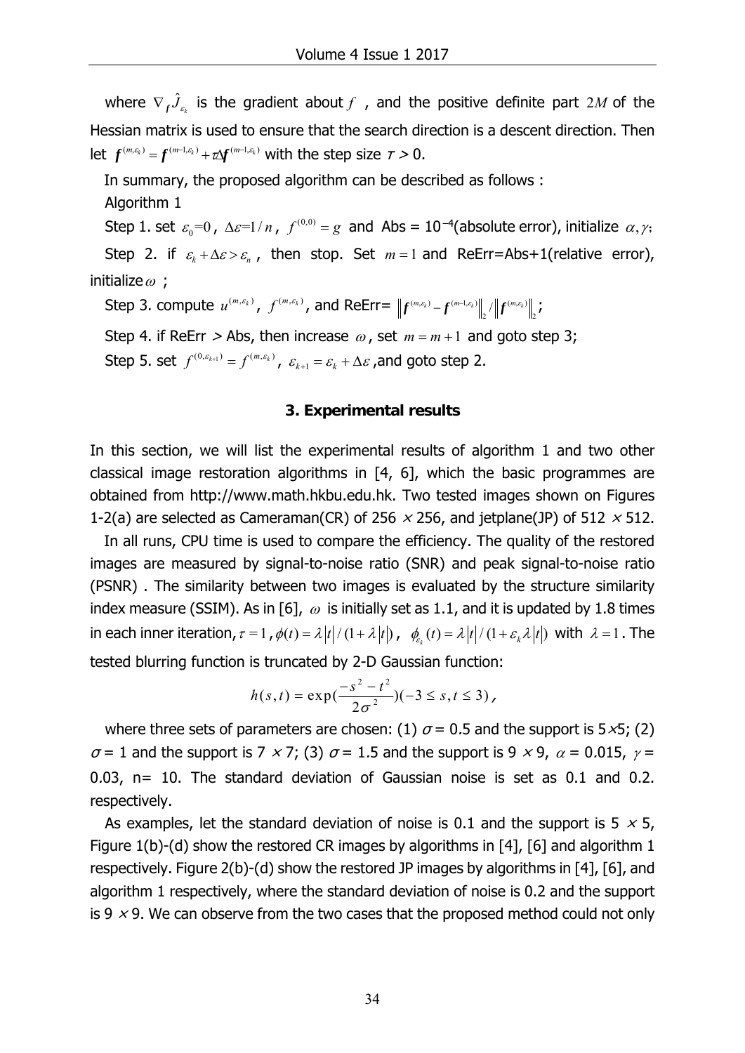where $\nabla_f \hat{J}_{\varepsilon_k}$ is the gradient about $f$, and the positive definite part $2M$ of the Hessian matrix is used to ensure that the search direction is a descent direction. Then let $\boldsymbol{f}^{(m,\varepsilon_k)} = \boldsymbol{f}^{(m-1,\varepsilon_k)} + \tau \Delta \boldsymbol{f}^{(m-1,\varepsilon_k)}$ with the step size $\tau > 0$.

In summary, the proposed algorithm can be described as follows :

Algorithm 1

Step 1. set $\varepsilon_0 = 0$, $\Delta\varepsilon = 1/n$, $f^{(0,0)} = g$ and Abs = $10^{-4}$(absolute error), initialize $\alpha, \gamma$;

Step 2. if $\varepsilon_k + \Delta\varepsilon > \varepsilon_n$, then stop. Set $m = 1$ and ReErr=Abs+1(relative error), initialize $\omega$ ;

Step 3. compute $u^{(m,\varepsilon_k)}$, $f^{(m,\varepsilon_k)}$, and ReErr= $\left\|\boldsymbol{f}^{(m,\varepsilon_k)} - \boldsymbol{f}^{(m-1,\varepsilon_k)}\right\|_2 / \left\|\boldsymbol{f}^{(m,\varepsilon_k)}\right\|_2$;

Step 4. if ReErr > Abs, then increase $\omega$, set $m = m + 1$ and goto step 3;

Step 5. set $f^{(0,\varepsilon_{k+1})} = f^{(m,\varepsilon_k)}$, $\varepsilon_{k+1} = \varepsilon_k + \Delta\varepsilon$ ,and goto step 2.

## 3. Experimental results

In this section, we will list the experimental results of algorithm 1 and two other classical image restoration algorithms in [4, 6], which the basic programmes are obtained from http://www.math.hkbu.edu.hk. Two tested images shown on Figures 1-2(a) are selected as Cameraman(CR) of 256 × 256, and jetplane(JP) of 512 × 512.

In all runs, CPU time is used to compare the efficiency. The quality of the restored images are measured by signal-to-noise ratio (SNR) and peak signal-to-noise ratio (PSNR) . The similarity between two images is evaluated by the structure similarity index measure (SSIM). As in [6], $\omega$ is initially set as 1.1, and it is updated by 1.8 times in each inner iteration, $\tau = 1$, $\phi(t) = \lambda|t| / (1 + \lambda|t|)$, $\phi_{\varepsilon_k}(t) = \lambda|t| / (1 + \varepsilon_k \lambda|t|)$ with $\lambda = 1$. The tested blurring function is truncated by 2-D Gaussian function:

$$h(s,t) = \exp(\frac{-s^2 - t^2}{2\sigma^2})(-3 \le s, t \le 3),$$

where three sets of parameters are chosen: (1) $\sigma$ = 0.5 and the support is 5×5; (2) $\sigma$ = 1 and the support is 7 × 7; (3) $\sigma$ = 1.5 and the support is 9 × 9, $\alpha$ = 0.015, $\gamma$ = 0.03, n= 10. The standard deviation of Gaussian noise is set as 0.1 and 0.2. respectively.

As examples, let the standard deviation of noise is 0.1 and the support is 5 × 5, Figure 1(b)-(d) show the restored CR images by algorithms in [4], [6] and algorithm 1 respectively. Figure 2(b)-(d) show the restored JP images by algorithms in [4], [6], and algorithm 1 respectively, where the standard deviation of noise is 0.2 and the support is 9 × 9. We can observe from the two cases that the proposed method could not only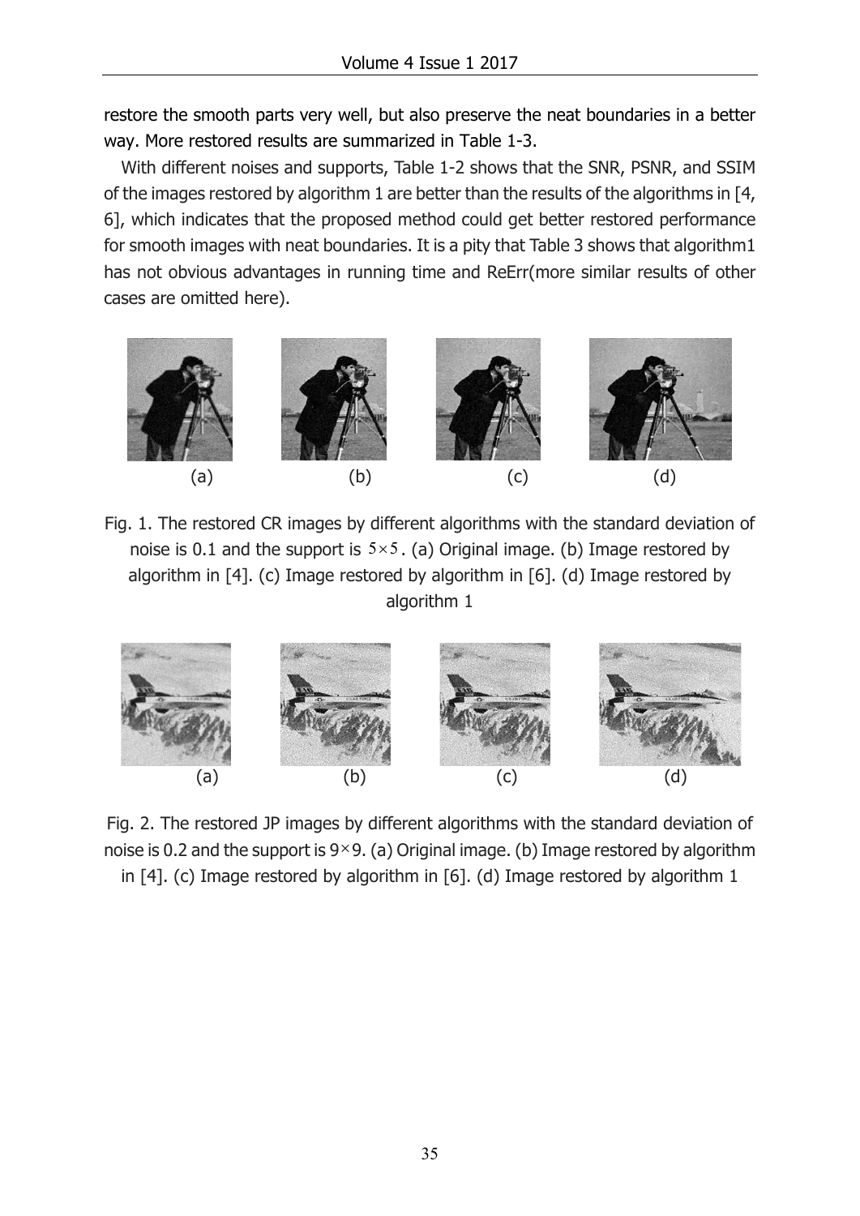restore the smooth parts very well, but also preserve the neat boundaries in a better way. More restored results are summarized in Table 1-3.

With different noises and supports, Table 1-2 shows that the SNR, PSNR, and SSIM of the images restored by algorithm 1 are better than the results of the algorithms in [4, 6], which indicates that the proposed method could get better restored performance for smooth images with neat boundaries. It is a pity that Table 3 shows that algorithm1 has not obvious advantages in running time and ReErr(more similar results of other cases are omitted here).

(a) (b) (c) (d)

Fig. 1. The restored CR images by different algorithms with the standard deviation of noise is 0.1 and the support is $5 \times 5$. (a) Original image. (b) Image restored by algorithm in [4]. (c) Image restored by algorithm in [6]. (d) Image restored by algorithm 1

(a) (b) (c) (d)

Fig. 2. The restored JP images by different algorithms with the standard deviation of noise is 0.2 and the support is $9 \times 9$. (a) Original image. (b) Image restored by algorithm in [4]. (c) Image restored by algorithm in [6]. (d) Image restored by algorithm 1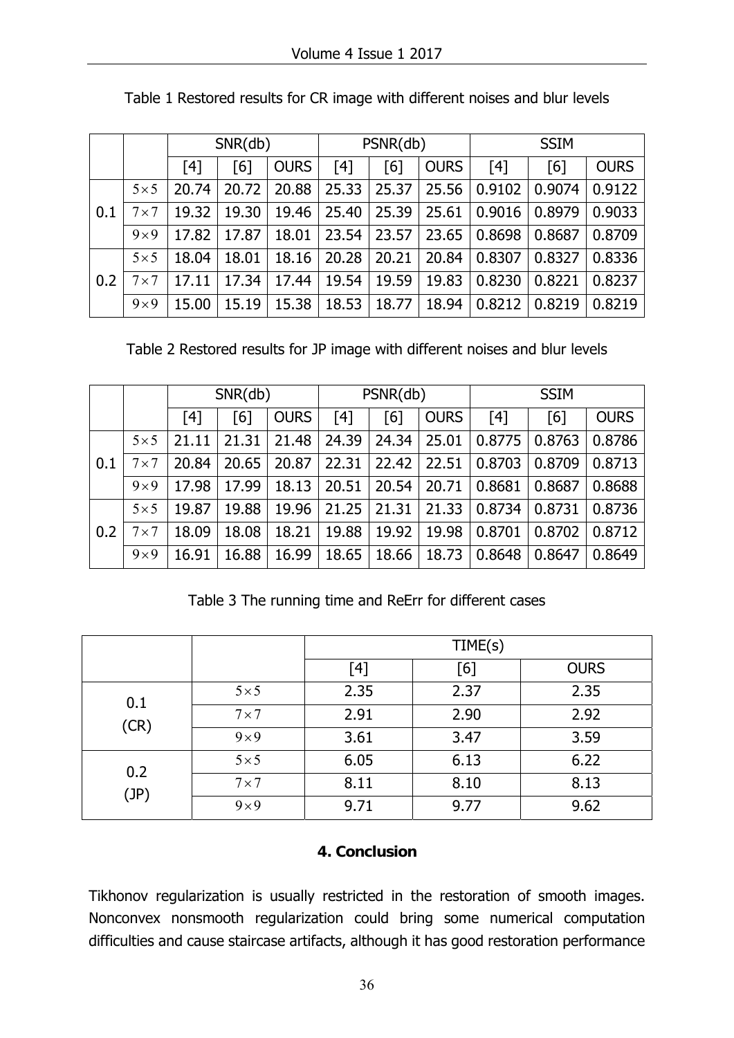Table 1 Restored results for CR image with different noises and blur levels

| | | SNR(db) | | | PSNR(db) | | | SSIM | | |
|---|---|---|---|---|---|---|---|---|---|---|
| | | [4] | [6] | OURS | [4] | [6] | OURS | [4] | [6] | OURS |
| 0.1 | $5\times5$ | 20.74 | 20.72 | 20.88 | 25.33 | 25.37 | 25.56 | 0.9102 | 0.9074 | 0.9122 |
| | $7\times7$ | 19.32 | 19.30 | 19.46 | 25.40 | 25.39 | 25.61 | 0.9016 | 0.8979 | 0.9033 |
| | $9\times9$ | 17.82 | 17.87 | 18.01 | 23.54 | 23.57 | 23.65 | 0.8698 | 0.8687 | 0.8709 |
| 0.2 | $5\times5$ | 18.04 | 18.01 | 18.16 | 20.28 | 20.21 | 20.84 | 0.8307 | 0.8327 | 0.8336 |
| | $7\times7$ | 17.11 | 17.34 | 17.44 | 19.54 | 19.59 | 19.83 | 0.8230 | 0.8221 | 0.8237 |
| | $9\times9$ | 15.00 | 15.19 | 15.38 | 18.53 | 18.77 | 18.94 | 0.8212 | 0.8219 | 0.8219 |

Table 2 Restored results for JP image with different noises and blur levels

| | | SNR(db) | | | PSNR(db) | | | SSIM | | |
|---|---|---|---|---|---|---|---|---|---|---|
| | | [4] | [6] | OURS | [4] | [6] | OURS | [4] | [6] | OURS |
| 0.1 | $5\times5$ | 21.11 | 21.31 | 21.48 | 24.39 | 24.34 | 25.01 | 0.8775 | 0.8763 | 0.8786 |
| | $7\times7$ | 20.84 | 20.65 | 20.87 | 22.31 | 22.42 | 22.51 | 0.8703 | 0.8709 | 0.8713 |
| | $9\times9$ | 17.98 | 17.99 | 18.13 | 20.51 | 20.54 | 20.71 | 0.8681 | 0.8687 | 0.8688 |
| 0.2 | $5\times5$ | 19.87 | 19.88 | 19.96 | 21.25 | 21.31 | 21.33 | 0.8734 | 0.8731 | 0.8736 |
| | $7\times7$ | 18.09 | 18.08 | 18.21 | 19.88 | 19.92 | 19.98 | 0.8701 | 0.8702 | 0.8712 |
| | $9\times9$ | 16.91 | 16.88 | 16.99 | 18.65 | 18.66 | 18.73 | 0.8648 | 0.8647 | 0.8649 |

Table 3 The running time and ReErr for different cases

| | | TIME(s) | | |
|---|---|---|---|---|
| | | [4] | [6] | OURS |
| 0.1 (CR) | $5\times5$ | 2.35 | 2.37 | 2.35 |
| | $7\times7$ | 2.91 | 2.90 | 2.92 |
| | $9\times9$ | 3.61 | 3.47 | 3.59 |
| 0.2 (JP) | $5\times5$ | 6.05 | 6.13 | 6.22 |
| | $7\times7$ | 8.11 | 8.10 | 8.13 |
| | $9\times9$ | 9.71 | 9.77 | 9.62 |

## 4. Conclusion

Tikhonov regularization is usually restricted in the restoration of smooth images. Nonconvex nonsmooth regularization could bring some numerical computation difficulties and cause staircase artifacts, although it has good restoration performance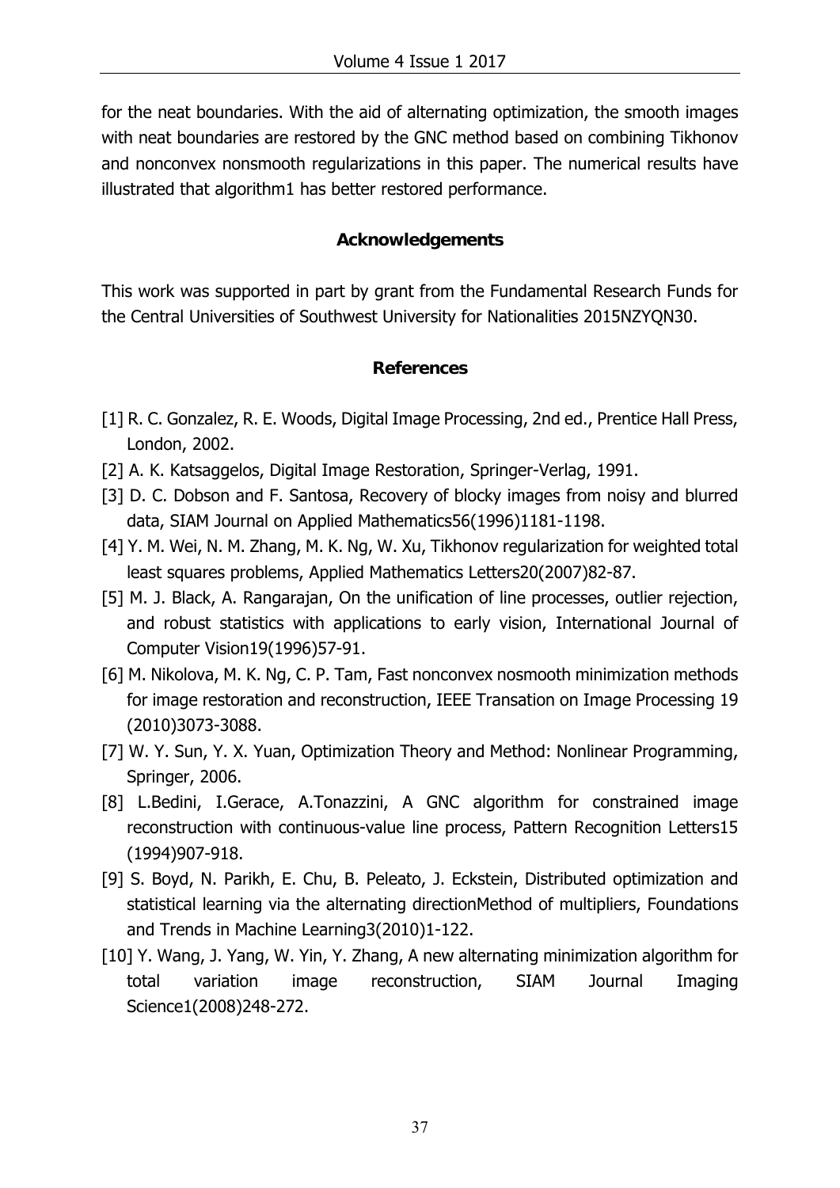for the neat boundaries. With the aid of alternating optimization, the smooth images with neat boundaries are restored by the GNC method based on combining Tikhonov and nonconvex nonsmooth regularizations in this paper. The numerical results have illustrated that algorithm1 has better restored performance.

## Acknowledgements

This work was supported in part by grant from the Fundamental Research Funds for the Central Universities of Southwest University for Nationalities 2015NZYQN30.

## References

[1] R. C. Gonzalez, R. E. Woods, Digital Image Processing, 2nd ed., Prentice Hall Press, London, 2002.

[2] A. K. Katsaggelos, Digital Image Restoration, Springer-Verlag, 1991.

[3] D. C. Dobson and F. Santosa, Recovery of blocky images from noisy and blurred data, SIAM Journal on Applied Mathematics56(1996)1181-1198.

[4] Y. M. Wei, N. M. Zhang, M. K. Ng, W. Xu, Tikhonov regularization for weighted total least squares problems, Applied Mathematics Letters20(2007)82-87.

[5] M. J. Black, A. Rangarajan, On the unification of line processes, outlier rejection, and robust statistics with applications to early vision, International Journal of Computer Vision19(1996)57-91.

[6] M. Nikolova, M. K. Ng, C. P. Tam, Fast nonconvex nosmooth minimization methods for image restoration and reconstruction, IEEE Transation on Image Processing 19 (2010)3073-3088.

[7] W. Y. Sun, Y. X. Yuan, Optimization Theory and Method: Nonlinear Programming, Springer, 2006.

[8] L.Bedini, I.Gerace, A.Tonazzini, A GNC algorithm for constrained image reconstruction with continuous-value line process, Pattern Recognition Letters15 (1994)907-918.

[9] S. Boyd, N. Parikh, E. Chu, B. Peleato, J. Eckstein, Distributed optimization and statistical learning via the alternating directionMethod of multipliers, Foundations and Trends in Machine Learning3(2010)1-122.

[10] Y. Wang, J. Yang, W. Yin, Y. Zhang, A new alternating minimization algorithm for total variation image reconstruction, SIAM Journal Imaging Science1(2008)248-272.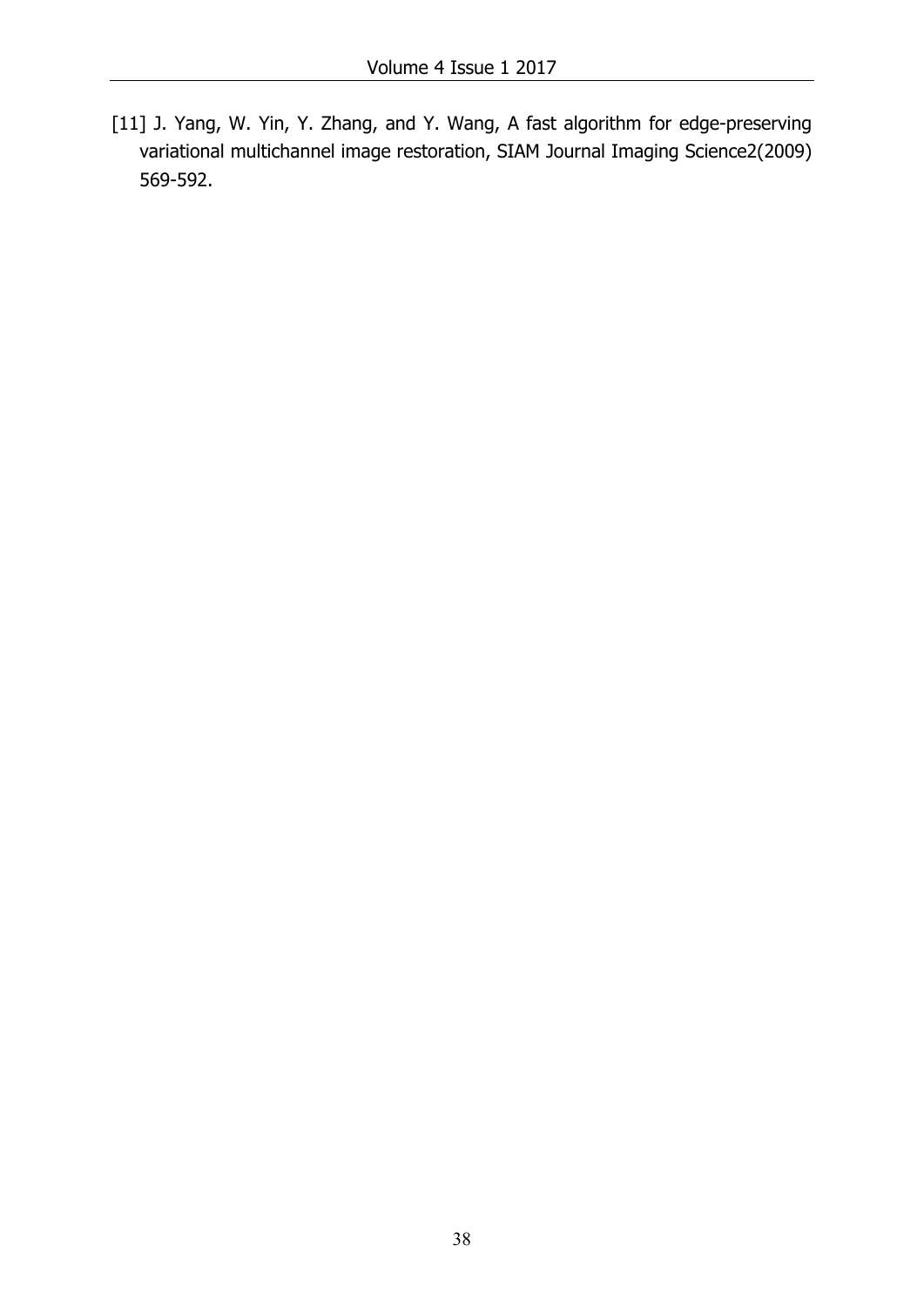[11] J. Yang, W. Yin, Y. Zhang, and Y. Wang, A fast algorithm for edge-preserving variational multichannel image restoration, SIAM Journal Imaging Science2(2009) 569-592.